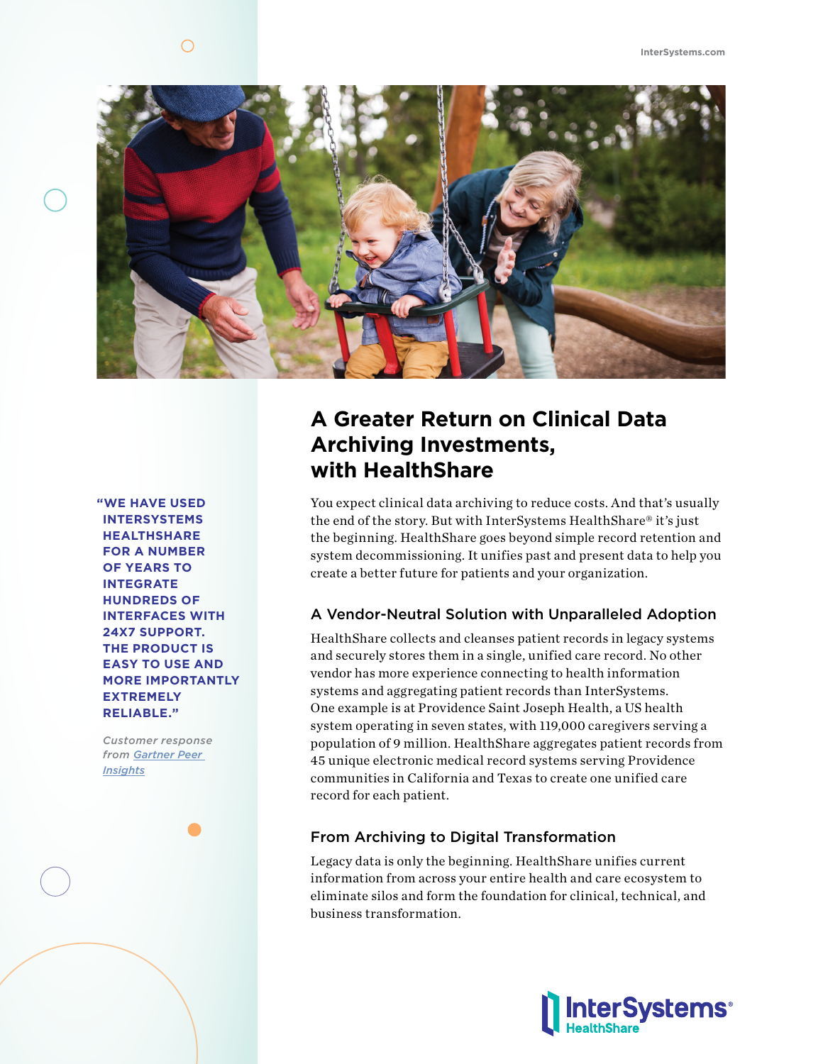# A Greater Return on Clinical Data Archiving Investments, with HealthShare

You expect clinical data archiving to reduce costs. And that's usually the end of the story. But with InterSystems HealthShare® it's just the beginning. HealthShare goes beyond simple record retention and system decommissioning. It unifies past and present data to help you create a better future for patients and your organization.

## A Vendor-Neutral Solution with Unparalleled Adoption

HealthShare collects and cleanses patient records in legacy systems and securely stores them in a single, unified care record. No other vendor has more experience connecting to health information systems and aggregating patient records than InterSystems. One example is at Providence Saint Joseph Health, a US health system operating in seven states, with 119,000 caregivers serving a population of 9 million. HealthShare aggregates patient records from 45 unique electronic medical record systems serving Providence communities in California and Texas to create one unified care record for each patient.

## From Archiving to Digital Transformation

Legacy data is only the beginning. HealthShare unifies current information from across your entire health and care ecosystem to eliminate silos and form the foundation for clinical, technical, and business transformation.

**"WE HAVE USED INTERSYSTEMS HEALTHSHARE FOR A NUMBER OF YEARS TO INTEGRATE HUNDREDS OF INTERFACES WITH 24X7 SUPPORT. THE PRODUCT IS EASY TO USE AND MORE IMPORTANTLY EXTREMELY RELIABLE."**

*Customer response from [Gartner Peer Insights]*

InterSystems HealthShare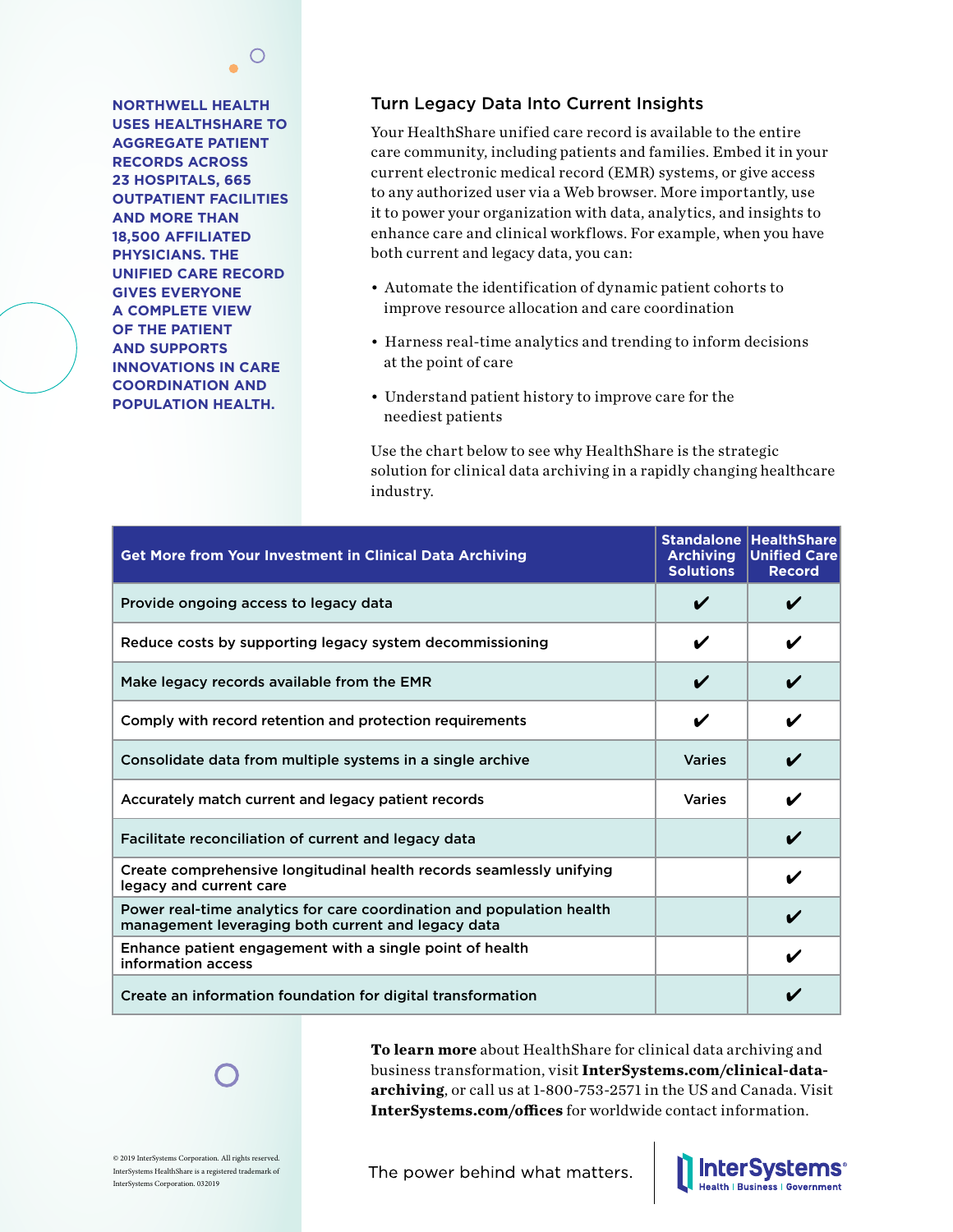**NORTHWELL HEALTH USES HEALTHSHARE TO AGGREGATE PATIENT RECORDS ACROSS 23 HOSPITALS, 665 OUTPATIENT FACILITIES AND MORE THAN 18,500 AFFILIATED PHYSICIANS. THE UNIFIED CARE RECORD GIVES EVERYONE A COMPLETE VIEW OF THE PATIENT AND SUPPORTS INNOVATIONS IN CARE COORDINATION AND POPULATION HEALTH.**

## Turn Legacy Data Into Current Insights

Your HealthShare unified care record is available to the entire care community, including patients and families. Embed it in your current electronic medical record (EMR) systems, or give access to any authorized user via a Web browser. More importantly, use it to power your organization with data, analytics, and insights to enhance care and clinical workflows. For example, when you have both current and legacy data, you can:

- Automate the identification of dynamic patient cohorts to improve resource allocation and care coordination
- Harness real-time analytics and trending to inform decisions at the point of care
- Understand patient history to improve care for the neediest patients

Use the chart below to see why HealthShare is the strategic solution for clinical data archiving in a rapidly changing healthcare industry.

| Get More from Your Investment in Clinical Data Archiving | Standalone Archiving Solutions | HealthShare Unified Care Record |
|---|---|---|
| Provide ongoing access to legacy data | ✔ | ✔ |
| Reduce costs by supporting legacy system decommissioning | ✔ | ✔ |
| Make legacy records available from the EMR | ✔ | ✔ |
| Comply with record retention and protection requirements | ✔ | ✔ |
| Consolidate data from multiple systems in a single archive | Varies | ✔ |
| Accurately match current and legacy patient records | Varies | ✔ |
| Facilitate reconciliation of current and legacy data | | ✔ |
| Create comprehensive longitudinal health records seamlessly unifying legacy and current care | | ✔ |
| Power real-time analytics for care coordination and population health management leveraging both current and legacy data | | ✔ |
| Enhance patient engagement with a single point of health information access | | ✔ |
| Create an information foundation for digital transformation | | ✔ |

**To learn more** about HealthShare for clinical data archiving and business transformation, visit **InterSystems.com/clinical-data-archiving**, or call us at 1-800-753-2571 in the US and Canada. Visit **InterSystems.com/offices** for worldwide contact information.

The power behind what matters.

InterSystems® Health | Business | Government

© 2019 InterSystems Corporation. All rights reserved. InterSystems HealthShare is a registered trademark of InterSystems Corporation. 032019